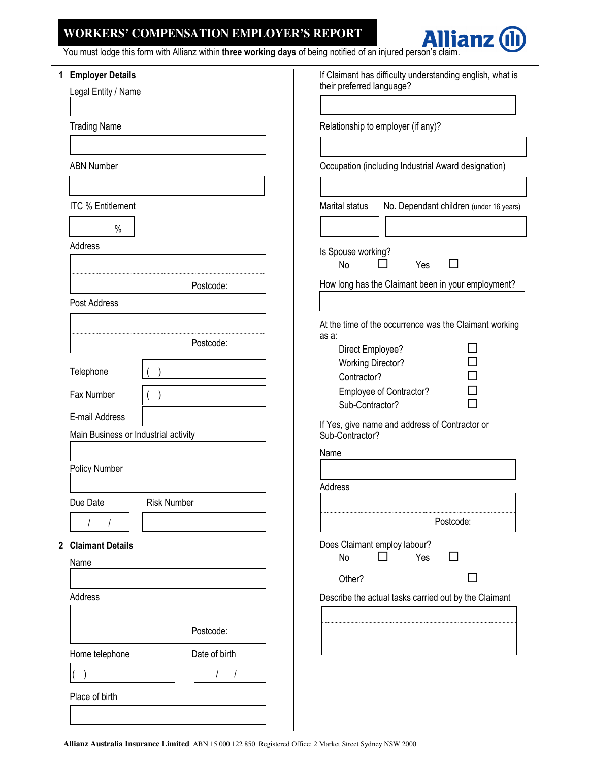# WORKERS' COMPENSATION EMPLOYER'S REPORT

Allianz

You must lodge this form with Allianz within **three working days** of being notified of an injured person's claim.

## 1 Employer Details

Legal Entity / Name

Trading Name

ABN Number

ITC % Entitlement

%

Address

Postcode:

Post Address

Postcode:

Telephone ( )

Fax Number ( )

E-mail Address

Main Business or Industrial activity

Policy Number

Due Date / /

Risk Number

## 2 Claimant Details

Name

Address

Postcode:

Home telephone ( )

Date of birth / /

Place of birth

If Claimant has difficulty understanding english, what is their preferred language?

Relationship to employer (if any)?

Occupation (including Industrial Award designation)

Marital status

No. Dependant children (under 16 years)

Is Spouse working?

No ☐ Yes ☐

How long has the Claimant been in your employment?

At the time of the occurrence was the Claimant working as a:

- Direct Employee? ☐
- Working Director? ☐
- Contractor? ☐
- Employee of Contractor? ☐
- Sub-Contractor? ☐

If Yes, give name and address of Contractor or Sub-Contractor?

Name

Address

Postcode:

Does Claimant employ labour?

No ☐ Yes ☐

Other? ☐

Describe the actual tasks carried out by the Claimant

**Allianz Australia Insurance Limited** ABN 15 000 122 850 Registered Office: 2 Market Street Sydney NSW 2000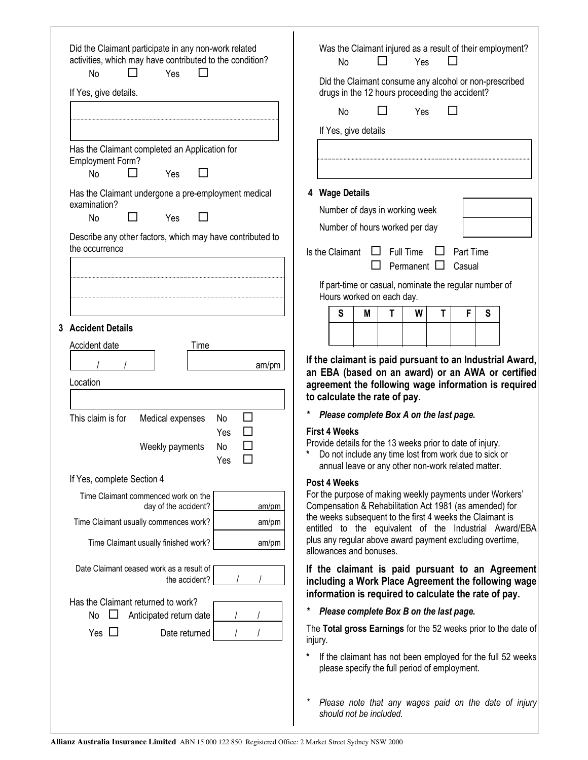Did the Claimant participate in any non-work related activities, which may have contributed to the condition?

No ☐ Yes ☐

If Yes, give details.

Has the Claimant completed an Application for Employment Form?

No ☐ Yes ☐

Has the Claimant undergone a pre-employment medical examination?

No ☐ Yes ☐

Describe any other factors, which may have contributed to the occurrence

## 3 Accident Details

Accident date: / / Time: am/pm

Location

This claim is for Medical expenses No ☐ Yes ☐

Weekly payments No ☐ Yes ☐

If Yes, complete Section 4

Time Claimant commenced work on the day of the accident? am/pm

Time Claimant usually commences work? am/pm

Time Claimant usually finished work? am/pm

Date Claimant ceased work as a result of the accident? / /

Has the Claimant returned to work?

No ☐ Anticipated return date / /

Yes ☐ Date returned / /

Was the Claimant injured as a result of their employment?

No ☐ Yes ☐

Did the Claimant consume any alcohol or non-prescribed drugs in the 12 hours proceeding the accident?

No ☐ Yes ☐

If Yes, give details

## 4 Wage Details

Number of days in working week

Number of hours worked per day

Is the Claimant ☐ Full Time ☐ Part Time ☐ Permanent ☐ Casual

If part-time or casual, nominate the regular number of Hours worked on each day.

| S | M | T | W | T | F | S |
|---|---|---|---|---|---|---|
| | | | | | | |

**If the claimant is paid pursuant to an Industrial Award, an EBA (based on an award) or an AWA or certified agreement the following wage information is required to calculate the rate of pay.**

\* ***Please complete Box A on the last page.***

**First 4 Weeks**

Provide details for the 13 weeks prior to date of injury.

\* Do not include any time lost from work due to sick or annual leave or any other non-work related matter.

**Post 4 Weeks**

For the purpose of making weekly payments under Workers' Compensation & Rehabilitation Act 1981 (as amended) for the weeks subsequent to the first 4 weeks the Claimant is entitled to the equivalent of the Industrial Award/EBA plus any regular above award payment excluding overtime, allowances and bonuses.

**If the claimant is paid pursuant to an Agreement including a Work Place Agreement the following wage information is required to calculate the rate of pay.**

\* ***Please complete Box B on the last page.***

The **Total gross Earnings** for the 52 weeks prior to the date of injury.

\* If the claimant has not been employed for the full 52 weeks please specify the full period of employment.

\* *Please note that any wages paid on the date of injury should not be included.*

**Allianz Australia Insurance Limited** ABN 15 000 122 850 Registered Office: 2 Market Street Sydney NSW 2000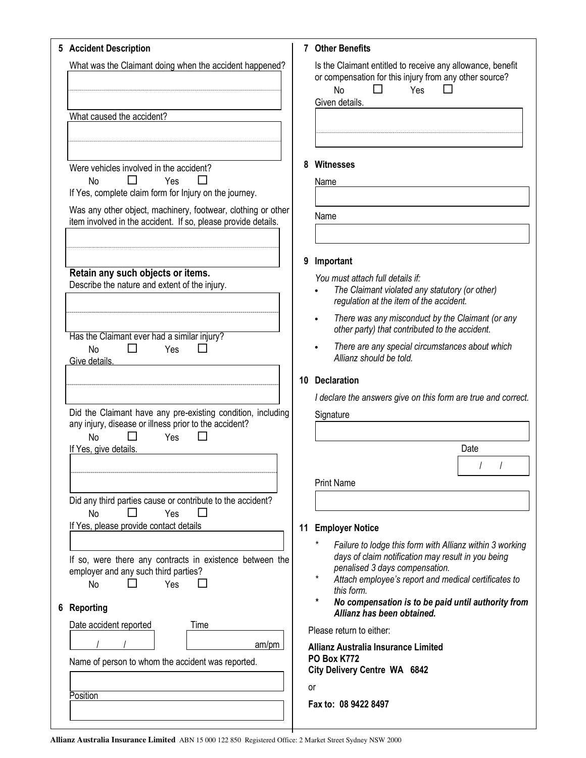## 5 Accident Description

What was the Claimant doing when the accident happened?

What caused the accident?

Were vehicles involved in the accident?

No ☐ Yes ☐

If Yes, complete claim form for Injury on the journey.

Was any other object, machinery, footwear, clothing or other item involved in the accident. If so, please provide details.

**Retain any such objects or items.**

Describe the nature and extent of the injury.

Has the Claimant ever had a similar injury?

No ☐ Yes ☐

Give details.

Did the Claimant have any pre-existing condition, including any injury, disease or illness prior to the accident?

No ☐ Yes ☐

If Yes, give details.

Did any third parties cause or contribute to the accident?

No ☐ Yes ☐

If Yes, please provide contact details

If so, were there any contracts in existence between the employer and any such third parties?

No ☐ Yes ☐

## 6 Reporting

Date accident reported &nbsp;&nbsp; / &nbsp;&nbsp; /

Time &nbsp;&nbsp; am/pm

Name of person to whom the accident was reported.

Position

## 7 Other Benefits

Is the Claimant entitled to receive any allowance, benefit or compensation for this injury from any other source?

No ☐ Yes ☐

Given details.

## 8 Witnesses

Name

Name

## 9 Important

*You must attach full details if:*

- *The Claimant violated any statutory (or other) regulation at the item of the accident.*
- *There was any misconduct by the Claimant (or any other party) that contributed to the accident.*
- *There are any special circumstances about which Allianz should be told.*

## 10 Declaration

*I declare the answers give on this form are true and correct.*

Signature

Date &nbsp;&nbsp; / &nbsp;&nbsp; /

Print Name

## 11 Employer Notice

* *Failure to lodge this form with Allianz within 3 working days of claim notification may result in you being penalised 3 days compensation.*
* *Attach employee's report and medical certificates to this form.*
* ***No compensation is to be paid until authority from Allianz has been obtained.***

Please return to either:

**Allianz Australia Insurance Limited**
**PO Box K772**
**City Delivery Centre WA 6842**

or

**Fax to: 08 9422 8497**

**Allianz Australia Insurance Limited** ABN 15 000 122 850 Registered Office: 2 Market Street Sydney NSW 2000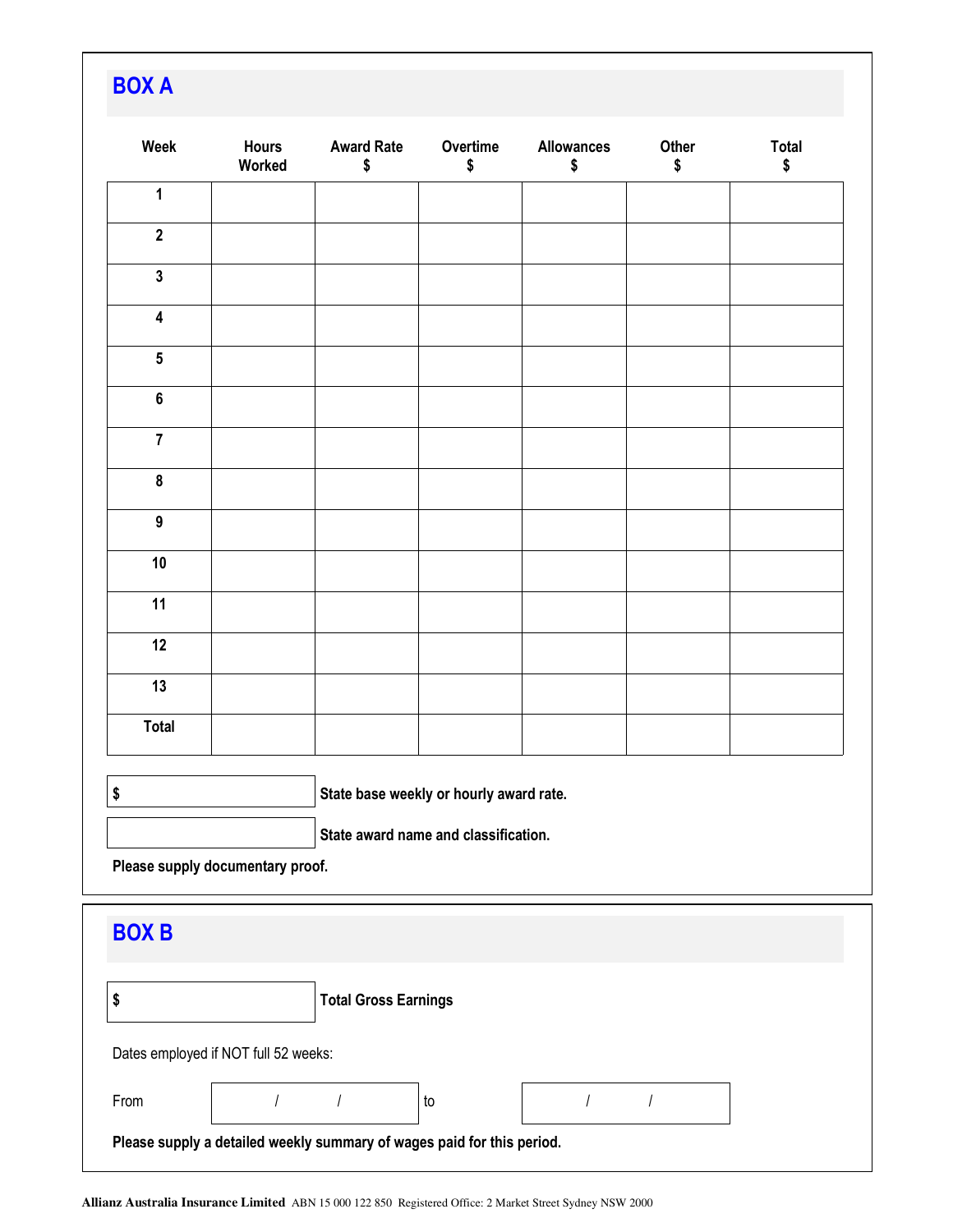## BOX A

| Week | Hours Worked | Award Rate $ | Overtime $ | Allowances $ | Other $ | Total $ |
|---|---|---|---|---|---|---|
| 1 | | | | | | |
| 2 | | | | | | |
| 3 | | | | | | |
| 4 | | | | | | |
| 5 | | | | | | |
| 6 | | | | | | |
| 7 | | | | | | |
| 8 | | | | | | |
| 9 | | | | | | |
| 10 | | | | | | |
| 11 | | | | | | |
| 12 | | | | | | |
| 13 | | | | | | |
| Total | | | | | | |

$ ____________ **State base weekly or hourly award rate.**

____________ **State award name and classification.**

**Please supply documentary proof.**

## BOX B

$ ____________ **Total Gross Earnings**

Dates employed if NOT full 52 weeks:

From ___ / ___ / ___ to ___ / ___ / ___

**Please supply a detailed weekly summary of wages paid for this period.**

**Allianz Australia Insurance Limited** ABN 15 000 122 850 Registered Office: 2 Market Street Sydney NSW 2000